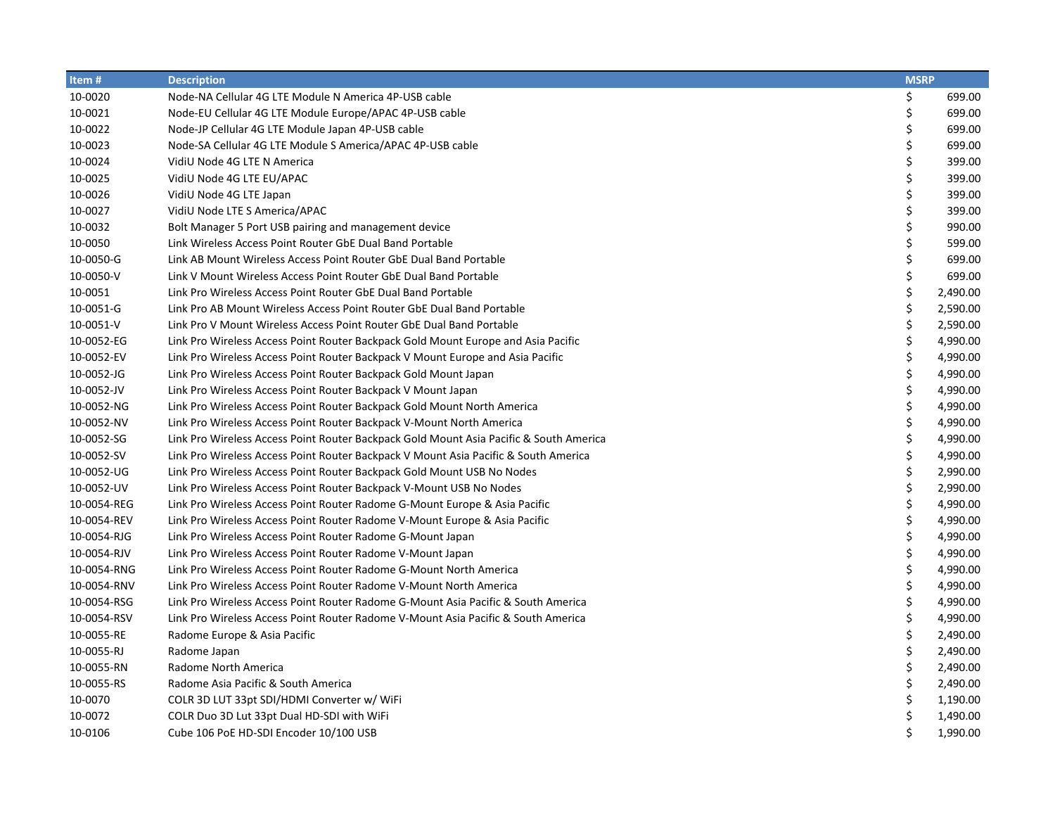| Item # | Description | MSRP |
|---|---|---|
| 10-0020 | Node-NA Cellular 4G LTE Module N America 4P-USB cable | $ 699.00 |
| 10-0021 | Node-EU Cellular 4G LTE Module Europe/APAC 4P-USB cable | $ 699.00 |
| 10-0022 | Node-JP Cellular 4G LTE Module Japan 4P-USB cable | $ 699.00 |
| 10-0023 | Node-SA Cellular 4G LTE Module S America/APAC 4P-USB cable | $ 699.00 |
| 10-0024 | VidiU Node 4G LTE N America | $ 399.00 |
| 10-0025 | VidiU Node 4G LTE EU/APAC | $ 399.00 |
| 10-0026 | VidiU Node 4G LTE Japan | $ 399.00 |
| 10-0027 | VidiU Node LTE S America/APAC | $ 399.00 |
| 10-0032 | Bolt Manager 5 Port USB pairing and management device | $ 990.00 |
| 10-0050 | Link Wireless Access Point Router GbE Dual Band Portable | $ 599.00 |
| 10-0050-G | Link AB Mount Wireless Access Point Router GbE Dual Band Portable | $ 699.00 |
| 10-0050-V | Link V Mount Wireless Access Point Router GbE Dual Band Portable | $ 699.00 |
| 10-0051 | Link Pro Wireless Access Point Router GbE Dual Band Portable | $ 2,490.00 |
| 10-0051-G | Link Pro AB Mount Wireless Access Point Router GbE Dual Band Portable | $ 2,590.00 |
| 10-0051-V | Link Pro V Mount Wireless Access Point Router GbE Dual Band Portable | $ 2,590.00 |
| 10-0052-EG | Link Pro Wireless Access Point Router Backpack Gold Mount Europe and Asia Pacific | $ 4,990.00 |
| 10-0052-EV | Link Pro Wireless Access Point Router Backpack V Mount Europe and Asia Pacific | $ 4,990.00 |
| 10-0052-JG | Link Pro Wireless Access Point Router Backpack Gold Mount Japan | $ 4,990.00 |
| 10-0052-JV | Link Pro Wireless Access Point Router Backpack V Mount Japan | $ 4,990.00 |
| 10-0052-NG | Link Pro Wireless Access Point Router Backpack Gold Mount North America | $ 4,990.00 |
| 10-0052-NV | Link Pro Wireless Access Point Router Backpack V-Mount North America | $ 4,990.00 |
| 10-0052-SG | Link Pro Wireless Access Point Router Backpack Gold Mount Asia Pacific & South America | $ 4,990.00 |
| 10-0052-SV | Link Pro Wireless Access Point Router Backpack V Mount Asia Pacific & South America | $ 4,990.00 |
| 10-0052-UG | Link Pro Wireless Access Point Router Backpack Gold Mount USB No Nodes | $ 2,990.00 |
| 10-0052-UV | Link Pro Wireless Access Point Router Backpack V-Mount USB No Nodes | $ 2,990.00 |
| 10-0054-REG | Link Pro Wireless Access Point Router Radome G-Mount Europe & Asia Pacific | $ 4,990.00 |
| 10-0054-REV | Link Pro Wireless Access Point Router Radome V-Mount Europe & Asia Pacific | $ 4,990.00 |
| 10-0054-RJG | Link Pro Wireless Access Point Router Radome G-Mount Japan | $ 4,990.00 |
| 10-0054-RJV | Link Pro Wireless Access Point Router Radome V-Mount Japan | $ 4,990.00 |
| 10-0054-RNG | Link Pro Wireless Access Point Router Radome G-Mount North America | $ 4,990.00 |
| 10-0054-RNV | Link Pro Wireless Access Point Router Radome V-Mount North America | $ 4,990.00 |
| 10-0054-RSG | Link Pro Wireless Access Point Router Radome G-Mount Asia Pacific & South America | $ 4,990.00 |
| 10-0054-RSV | Link Pro Wireless Access Point Router Radome V-Mount Asia Pacific & South America | $ 4,990.00 |
| 10-0055-RE | Radome Europe & Asia Pacific | $ 2,490.00 |
| 10-0055-RJ | Radome Japan | $ 2,490.00 |
| 10-0055-RN | Radome North America | $ 2,490.00 |
| 10-0055-RS | Radome Asia Pacific & South America | $ 2,490.00 |
| 10-0070 | COLR 3D LUT 33pt SDI/HDMI Converter w/ WiFi | $ 1,190.00 |
| 10-0072 | COLR Duo 3D Lut 33pt Dual HD-SDI with WiFi | $ 1,490.00 |
| 10-0106 | Cube 106 PoE HD-SDI Encoder 10/100 USB | $ 1,990.00 |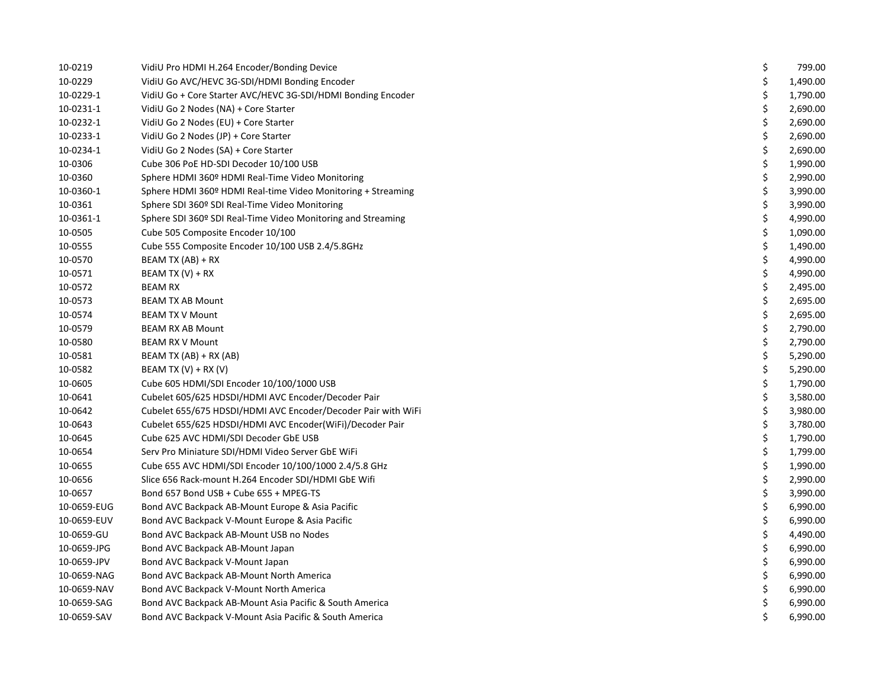| | | |
|---|---|---|
| 10-0219 | VidiU Pro HDMI H.264 Encoder/Bonding Device | $ 799.00 |
| 10-0229 | VidiU Go AVC/HEVC 3G-SDI/HDMI Bonding Encoder | $ 1,490.00 |
| 10-0229-1 | VidiU Go + Core Starter AVC/HEVC 3G-SDI/HDMI Bonding Encoder | $ 1,790.00 |
| 10-0231-1 | VidiU Go 2 Nodes (NA) + Core Starter | $ 2,690.00 |
| 10-0232-1 | VidiU Go 2 Nodes (EU) + Core Starter | $ 2,690.00 |
| 10-0233-1 | VidiU Go 2 Nodes (JP) + Core Starter | $ 2,690.00 |
| 10-0234-1 | VidiU Go 2 Nodes (SA) + Core Starter | $ 2,690.00 |
| 10-0306 | Cube 306 PoE HD-SDI Decoder 10/100 USB | $ 1,990.00 |
| 10-0360 | Sphere HDMI 360º HDMI Real-Time Video Monitoring | $ 2,990.00 |
| 10-0360-1 | Sphere HDMI 360º HDMI Real-time Video Monitoring + Streaming | $ 3,990.00 |
| 10-0361 | Sphere SDI 360º SDI Real-Time Video Monitoring | $ 3,990.00 |
| 10-0361-1 | Sphere SDI 360º SDI Real-Time Video Monitoring and Streaming | $ 4,990.00 |
| 10-0505 | Cube 505 Composite Encoder 10/100 | $ 1,090.00 |
| 10-0555 | Cube 555 Composite Encoder 10/100 USB 2.4/5.8GHz | $ 1,490.00 |
| 10-0570 | BEAM TX (AB) + RX | $ 4,990.00 |
| 10-0571 | BEAM TX (V) + RX | $ 4,990.00 |
| 10-0572 | BEAM RX | $ 2,495.00 |
| 10-0573 | BEAM TX AB Mount | $ 2,695.00 |
| 10-0574 | BEAM TX V Mount | $ 2,695.00 |
| 10-0579 | BEAM RX AB Mount | $ 2,790.00 |
| 10-0580 | BEAM RX V Mount | $ 2,790.00 |
| 10-0581 | BEAM TX (AB) + RX (AB) | $ 5,290.00 |
| 10-0582 | BEAM TX (V) + RX (V) | $ 5,290.00 |
| 10-0605 | Cube 605 HDMI/SDI Encoder 10/100/1000 USB | $ 1,790.00 |
| 10-0641 | Cubelet 605/625 HDSDI/HDMI AVC Encoder/Decoder Pair | $ 3,580.00 |
| 10-0642 | Cubelet 655/675 HDSDI/HDMI AVC Encoder/Decoder Pair with WiFi | $ 3,980.00 |
| 10-0643 | Cubelet 655/625 HDSDI/HDMI AVC Encoder(WiFi)/Decoder Pair | $ 3,780.00 |
| 10-0645 | Cube 625 AVC HDMI/SDI Decoder GbE USB | $ 1,790.00 |
| 10-0654 | Serv Pro Miniature SDI/HDMI Video Server GbE WiFi | $ 1,799.00 |
| 10-0655 | Cube 655 AVC HDMI/SDI Encoder 10/100/1000 2.4/5.8 GHz | $ 1,990.00 |
| 10-0656 | Slice 656 Rack-mount H.264 Encoder SDI/HDMI GbE Wifi | $ 2,990.00 |
| 10-0657 | Bond 657 Bond USB + Cube 655 + MPEG-TS | $ 3,990.00 |
| 10-0659-EUG | Bond AVC Backpack AB-Mount Europe & Asia Pacific | $ 6,990.00 |
| 10-0659-EUV | Bond AVC Backpack V-Mount Europe & Asia Pacific | $ 6,990.00 |
| 10-0659-GU | Bond AVC Backpack AB-Mount USB no Nodes | $ 4,490.00 |
| 10-0659-JPG | Bond AVC Backpack AB-Mount Japan | $ 6,990.00 |
| 10-0659-JPV | Bond AVC Backpack V-Mount Japan | $ 6,990.00 |
| 10-0659-NAG | Bond AVC Backpack AB-Mount North America | $ 6,990.00 |
| 10-0659-NAV | Bond AVC Backpack V-Mount North America | $ 6,990.00 |
| 10-0659-SAG | Bond AVC Backpack AB-Mount Asia Pacific & South America | $ 6,990.00 |
| 10-0659-SAV | Bond AVC Backpack V-Mount Asia Pacific & South America | $ 6,990.00 |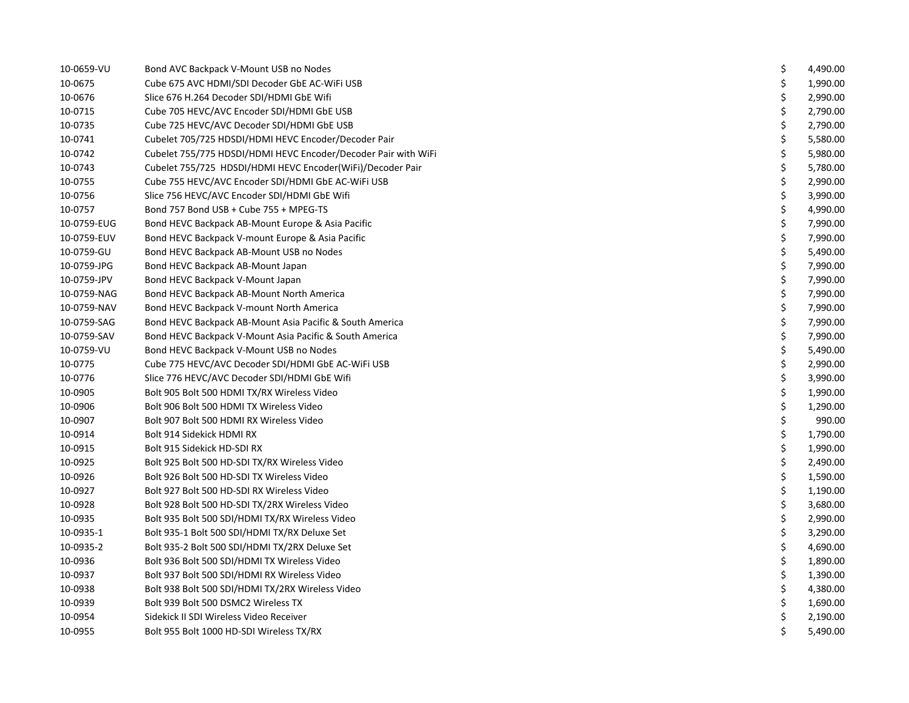| | | |
|---|---|---|
| 10-0659-VU | Bond AVC Backpack V-Mount USB no Nodes | $ 4,490.00 |
| 10-0675 | Cube 675 AVC HDMI/SDI Decoder GbE AC-WiFi USB | $ 1,990.00 |
| 10-0676 | Slice 676 H.264 Decoder SDI/HDMI GbE Wifi | $ 2,990.00 |
| 10-0715 | Cube 705 HEVC/AVC Encoder SDI/HDMI GbE USB | $ 2,790.00 |
| 10-0735 | Cube 725 HEVC/AVC Decoder SDI/HDMI GbE USB | $ 2,790.00 |
| 10-0741 | Cubelet 705/725 HDSDI/HDMI HEVC Encoder/Decoder Pair | $ 5,580.00 |
| 10-0742 | Cubelet 755/775 HDSDI/HDMI HEVC Encoder/Decoder Pair with WiFi | $ 5,980.00 |
| 10-0743 | Cubelet 755/725 HDSDI/HDMI HEVC Encoder(WiFi)/Decoder Pair | $ 5,780.00 |
| 10-0755 | Cube 755 HEVC/AVC Encoder SDI/HDMI GbE AC-WiFi USB | $ 2,990.00 |
| 10-0756 | Slice 756 HEVC/AVC Encoder SDI/HDMI GbE Wifi | $ 3,990.00 |
| 10-0757 | Bond 757 Bond USB + Cube 755 + MPEG-TS | $ 4,990.00 |
| 10-0759-EUG | Bond HEVC Backpack AB-Mount Europe & Asia Pacific | $ 7,990.00 |
| 10-0759-EUV | Bond HEVC Backpack V-mount Europe & Asia Pacific | $ 7,990.00 |
| 10-0759-GU | Bond HEVC Backpack AB-Mount USB no Nodes | $ 5,490.00 |
| 10-0759-JPG | Bond HEVC Backpack AB-Mount Japan | $ 7,990.00 |
| 10-0759-JPV | Bond HEVC Backpack V-Mount Japan | $ 7,990.00 |
| 10-0759-NAG | Bond HEVC Backpack AB-Mount North America | $ 7,990.00 |
| 10-0759-NAV | Bond HEVC Backpack V-mount North America | $ 7,990.00 |
| 10-0759-SAG | Bond HEVC Backpack AB-Mount Asia Pacific & South America | $ 7,990.00 |
| 10-0759-SAV | Bond HEVC Backpack V-Mount Asia Pacific & South America | $ 7,990.00 |
| 10-0759-VU | Bond HEVC Backpack V-Mount USB no Nodes | $ 5,490.00 |
| 10-0775 | Cube 775 HEVC/AVC Decoder SDI/HDMI GbE AC-WiFi USB | $ 2,990.00 |
| 10-0776 | Slice 776 HEVC/AVC Decoder SDI/HDMI GbE Wifi | $ 3,990.00 |
| 10-0905 | Bolt 905 Bolt 500 HDMI TX/RX Wireless Video | $ 1,990.00 |
| 10-0906 | Bolt 906 Bolt 500 HDMI TX Wireless Video | $ 1,290.00 |
| 10-0907 | Bolt 907 Bolt 500 HDMI RX Wireless Video | $ 990.00 |
| 10-0914 | Bolt 914 Sidekick HDMI RX | $ 1,790.00 |
| 10-0915 | Bolt 915 Sidekick HD-SDI RX | $ 1,990.00 |
| 10-0925 | Bolt 925 Bolt 500 HD-SDI TX/RX Wireless Video | $ 2,490.00 |
| 10-0926 | Bolt 926 Bolt 500 HD-SDI TX Wireless Video | $ 1,590.00 |
| 10-0927 | Bolt 927 Bolt 500 HD-SDI RX Wireless Video | $ 1,190.00 |
| 10-0928 | Bolt 928 Bolt 500 HD-SDI TX/2RX Wireless Video | $ 3,680.00 |
| 10-0935 | Bolt 935 Bolt 500 SDI/HDMI TX/RX Wireless Video | $ 2,990.00 |
| 10-0935-1 | Bolt 935-1 Bolt 500 SDI/HDMI TX/RX Deluxe Set | $ 3,290.00 |
| 10-0935-2 | Bolt 935-2 Bolt 500 SDI/HDMI TX/2RX Deluxe Set | $ 4,690.00 |
| 10-0936 | Bolt 936 Bolt 500 SDI/HDMI TX Wireless Video | $ 1,890.00 |
| 10-0937 | Bolt 937 Bolt 500 SDI/HDMI RX Wireless Video | $ 1,390.00 |
| 10-0938 | Bolt 938 Bolt 500 SDI/HDMI TX/2RX Wireless Video | $ 4,380.00 |
| 10-0939 | Bolt 939 Bolt 500 DSMC2 Wireless TX | $ 1,690.00 |
| 10-0954 | Sidekick II SDI Wireless Video Receiver | $ 2,190.00 |
| 10-0955 | Bolt 955 Bolt 1000 HD-SDI Wireless TX/RX | $ 5,490.00 |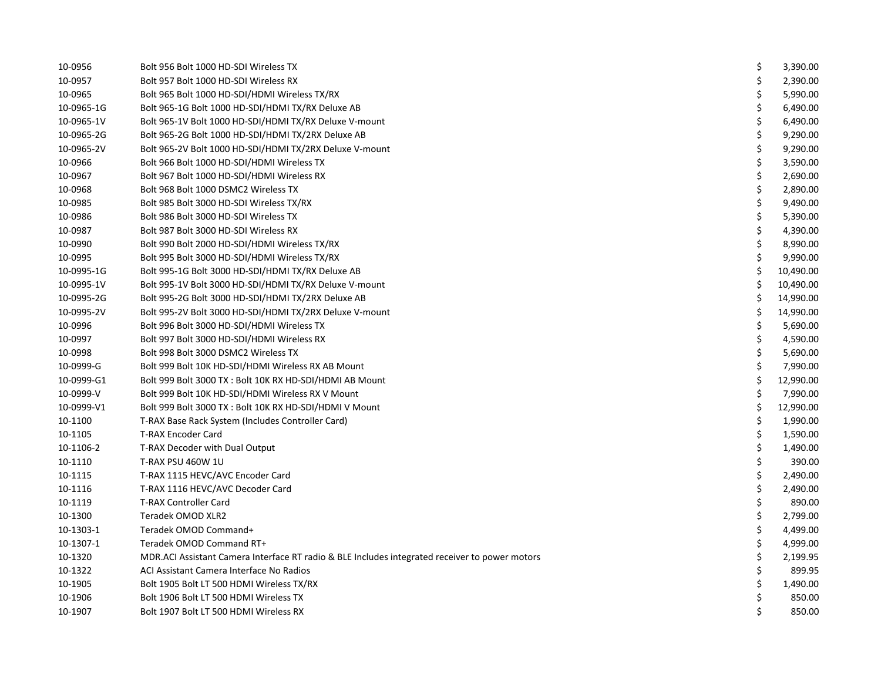| | | | |
|---|---|---|---|
| 10-0956 | Bolt 956 Bolt 1000 HD-SDI Wireless TX | $ | 3,390.00 |
| 10-0957 | Bolt 957 Bolt 1000 HD-SDI Wireless RX | $ | 2,390.00 |
| 10-0965 | Bolt 965 Bolt 1000 HD-SDI/HDMI Wireless TX/RX | $ | 5,990.00 |
| 10-0965-1G | Bolt 965-1G Bolt 1000 HD-SDI/HDMI TX/RX Deluxe AB | $ | 6,490.00 |
| 10-0965-1V | Bolt 965-1V Bolt 1000 HD-SDI/HDMI TX/RX Deluxe V-mount | $ | 6,490.00 |
| 10-0965-2G | Bolt 965-2G Bolt 1000 HD-SDI/HDMI TX/2RX Deluxe AB | $ | 9,290.00 |
| 10-0965-2V | Bolt 965-2V Bolt 1000 HD-SDI/HDMI TX/2RX Deluxe V-mount | $ | 9,290.00 |
| 10-0966 | Bolt 966 Bolt 1000 HD-SDI/HDMI Wireless TX | $ | 3,590.00 |
| 10-0967 | Bolt 967 Bolt 1000 HD-SDI/HDMI Wireless RX | $ | 2,690.00 |
| 10-0968 | Bolt 968 Bolt 1000 DSMC2 Wireless TX | $ | 2,890.00 |
| 10-0985 | Bolt 985 Bolt 3000 HD-SDI Wireless TX/RX | $ | 9,490.00 |
| 10-0986 | Bolt 986 Bolt 3000 HD-SDI Wireless TX | $ | 5,390.00 |
| 10-0987 | Bolt 987 Bolt 3000 HD-SDI Wireless RX | $ | 4,390.00 |
| 10-0990 | Bolt 990 Bolt 2000 HD-SDI/HDMI Wireless TX/RX | $ | 8,990.00 |
| 10-0995 | Bolt 995 Bolt 3000 HD-SDI/HDMI Wireless TX/RX | $ | 9,990.00 |
| 10-0995-1G | Bolt 995-1G Bolt 3000 HD-SDI/HDMI TX/RX Deluxe AB | $ | 10,490.00 |
| 10-0995-1V | Bolt 995-1V Bolt 3000 HD-SDI/HDMI TX/RX Deluxe V-mount | $ | 10,490.00 |
| 10-0995-2G | Bolt 995-2G Bolt 3000 HD-SDI/HDMI TX/2RX Deluxe AB | $ | 14,990.00 |
| 10-0995-2V | Bolt 995-2V Bolt 3000 HD-SDI/HDMI TX/2RX Deluxe V-mount | $ | 14,990.00 |
| 10-0996 | Bolt 996 Bolt 3000 HD-SDI/HDMI Wireless TX | $ | 5,690.00 |
| 10-0997 | Bolt 997 Bolt 3000 HD-SDI/HDMI Wireless RX | $ | 4,590.00 |
| 10-0998 | Bolt 998 Bolt 3000 DSMC2 Wireless TX | $ | 5,690.00 |
| 10-0999-G | Bolt 999 Bolt 10K HD-SDI/HDMI Wireless RX AB Mount | $ | 7,990.00 |
| 10-0999-G1 | Bolt 999 Bolt 3000 TX : Bolt 10K RX HD-SDI/HDMI AB Mount | $ | 12,990.00 |
| 10-0999-V | Bolt 999 Bolt 10K HD-SDI/HDMI Wireless RX V Mount | $ | 7,990.00 |
| 10-0999-V1 | Bolt 999 Bolt 3000 TX : Bolt 10K RX HD-SDI/HDMI V Mount | $ | 12,990.00 |
| 10-1100 | T-RAX Base Rack System (Includes Controller Card) | $ | 1,990.00 |
| 10-1105 | T-RAX Encoder Card | $ | 1,590.00 |
| 10-1106-2 | T-RAX Decoder with Dual Output | $ | 1,490.00 |
| 10-1110 | T-RAX PSU 460W 1U | $ | 390.00 |
| 10-1115 | T-RAX 1115 HEVC/AVC Encoder Card | $ | 2,490.00 |
| 10-1116 | T-RAX 1116 HEVC/AVC Decoder Card | $ | 2,490.00 |
| 10-1119 | T-RAX Controller Card | $ | 890.00 |
| 10-1300 | Teradek OMOD XLR2 | $ | 2,799.00 |
| 10-1303-1 | Teradek OMOD Command+ | $ | 4,499.00 |
| 10-1307-1 | Teradek OMOD Command RT+ | $ | 4,999.00 |
| 10-1320 | MDR.ACI Assistant Camera Interface RT radio & BLE Includes integrated receiver to power motors | $ | 2,199.95 |
| 10-1322 | ACI Assistant Camera Interface No Radios | $ | 899.95 |
| 10-1905 | Bolt 1905 Bolt LT 500 HDMI Wireless TX/RX | $ | 1,490.00 |
| 10-1906 | Bolt 1906 Bolt LT 500 HDMI Wireless TX | $ | 850.00 |
| 10-1907 | Bolt 1907 Bolt LT 500 HDMI Wireless RX | $ | 850.00 |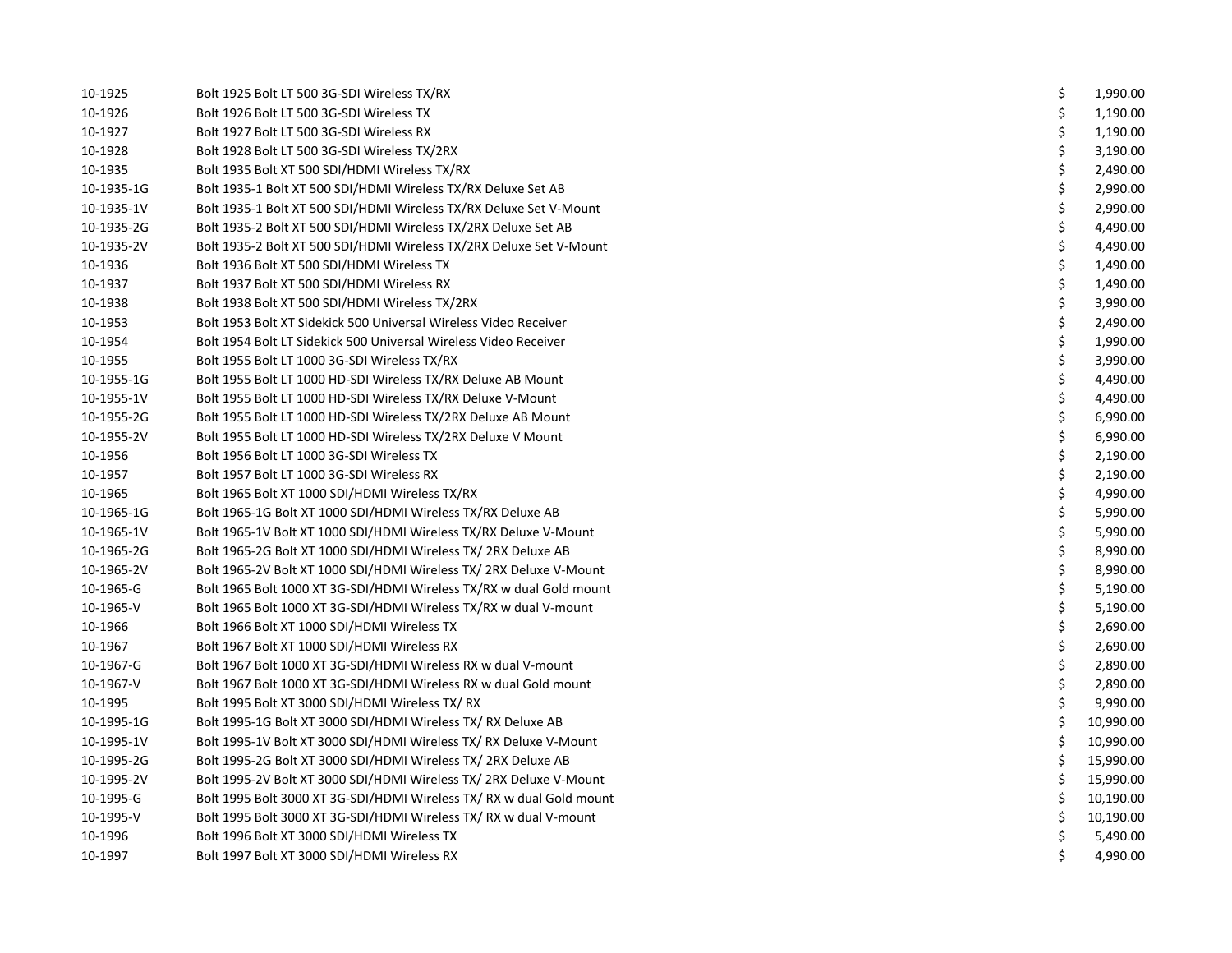| | | | |
|---|---|---|---|
| 10-1925 | Bolt 1925 Bolt LT 500 3G-SDI Wireless TX/RX | $ | 1,990.00 |
| 10-1926 | Bolt 1926 Bolt LT 500 3G-SDI Wireless TX | $ | 1,190.00 |
| 10-1927 | Bolt 1927 Bolt LT 500 3G-SDI Wireless RX | $ | 1,190.00 |
| 10-1928 | Bolt 1928 Bolt LT 500 3G-SDI Wireless TX/2RX | $ | 3,190.00 |
| 10-1935 | Bolt 1935 Bolt XT 500 SDI/HDMI Wireless TX/RX | $ | 2,490.00 |
| 10-1935-1G | Bolt 1935-1 Bolt XT 500 SDI/HDMI Wireless TX/RX Deluxe Set AB | $ | 2,990.00 |
| 10-1935-1V | Bolt 1935-1 Bolt XT 500 SDI/HDMI Wireless TX/RX Deluxe Set V-Mount | $ | 2,990.00 |
| 10-1935-2G | Bolt 1935-2 Bolt XT 500 SDI/HDMI Wireless TX/2RX Deluxe Set AB | $ | 4,490.00 |
| 10-1935-2V | Bolt 1935-2 Bolt XT 500 SDI/HDMI Wireless TX/2RX Deluxe Set V-Mount | $ | 4,490.00 |
| 10-1936 | Bolt 1936 Bolt XT 500 SDI/HDMI Wireless TX | $ | 1,490.00 |
| 10-1937 | Bolt 1937 Bolt XT 500 SDI/HDMI Wireless RX | $ | 1,490.00 |
| 10-1938 | Bolt 1938 Bolt XT 500 SDI/HDMI Wireless TX/2RX | $ | 3,990.00 |
| 10-1953 | Bolt 1953 Bolt XT Sidekick 500 Universal Wireless Video Receiver | $ | 2,490.00 |
| 10-1954 | Bolt 1954 Bolt LT Sidekick 500 Universal Wireless Video Receiver | $ | 1,990.00 |
| 10-1955 | Bolt 1955 Bolt LT 1000 3G-SDI Wireless TX/RX | $ | 3,990.00 |
| 10-1955-1G | Bolt 1955 Bolt LT 1000 HD-SDI Wireless TX/RX Deluxe AB Mount | $ | 4,490.00 |
| 10-1955-1V | Bolt 1955 Bolt LT 1000 HD-SDI Wireless TX/RX Deluxe V-Mount | $ | 4,490.00 |
| 10-1955-2G | Bolt 1955 Bolt LT 1000 HD-SDI Wireless TX/2RX Deluxe AB Mount | $ | 6,990.00 |
| 10-1955-2V | Bolt 1955 Bolt LT 1000 HD-SDI Wireless TX/2RX Deluxe V Mount | $ | 6,990.00 |
| 10-1956 | Bolt 1956 Bolt LT 1000 3G-SDI Wireless TX | $ | 2,190.00 |
| 10-1957 | Bolt 1957 Bolt LT 1000 3G-SDI Wireless RX | $ | 2,190.00 |
| 10-1965 | Bolt 1965 Bolt XT 1000 SDI/HDMI Wireless TX/RX | $ | 4,990.00 |
| 10-1965-1G | Bolt 1965-1G Bolt XT 1000 SDI/HDMI Wireless TX/RX Deluxe AB | $ | 5,990.00 |
| 10-1965-1V | Bolt 1965-1V Bolt XT 1000 SDI/HDMI Wireless TX/RX Deluxe V-Mount | $ | 5,990.00 |
| 10-1965-2G | Bolt 1965-2G Bolt XT 1000 SDI/HDMI Wireless TX/ 2RX Deluxe AB | $ | 8,990.00 |
| 10-1965-2V | Bolt 1965-2V Bolt XT 1000 SDI/HDMI Wireless TX/ 2RX Deluxe V-Mount | $ | 8,990.00 |
| 10-1965-G | Bolt 1965 Bolt 1000 XT 3G-SDI/HDMI Wireless TX/RX w dual Gold mount | $ | 5,190.00 |
| 10-1965-V | Bolt 1965 Bolt 1000 XT 3G-SDI/HDMI Wireless TX/RX w dual V-mount | $ | 5,190.00 |
| 10-1966 | Bolt 1966 Bolt XT 1000 SDI/HDMI Wireless TX | $ | 2,690.00 |
| 10-1967 | Bolt 1967 Bolt XT 1000 SDI/HDMI Wireless RX | $ | 2,690.00 |
| 10-1967-G | Bolt 1967 Bolt 1000 XT 3G-SDI/HDMI Wireless RX w dual V-mount | $ | 2,890.00 |
| 10-1967-V | Bolt 1967 Bolt 1000 XT 3G-SDI/HDMI Wireless RX w dual Gold mount | $ | 2,890.00 |
| 10-1995 | Bolt 1995 Bolt XT 3000 SDI/HDMI Wireless TX/ RX | $ | 9,990.00 |
| 10-1995-1G | Bolt 1995-1G Bolt XT 3000 SDI/HDMI Wireless TX/ RX Deluxe AB | $ | 10,990.00 |
| 10-1995-1V | Bolt 1995-1V Bolt XT 3000 SDI/HDMI Wireless TX/ RX Deluxe V-Mount | $ | 10,990.00 |
| 10-1995-2G | Bolt 1995-2G Bolt XT 3000 SDI/HDMI Wireless TX/ 2RX Deluxe AB | $ | 15,990.00 |
| 10-1995-2V | Bolt 1995-2V Bolt XT 3000 SDI/HDMI Wireless TX/ 2RX Deluxe V-Mount | $ | 15,990.00 |
| 10-1995-G | Bolt 1995 Bolt 3000 XT 3G-SDI/HDMI Wireless TX/ RX w dual Gold mount | $ | 10,190.00 |
| 10-1995-V | Bolt 1995 Bolt 3000 XT 3G-SDI/HDMI Wireless TX/ RX w dual V-mount | $ | 10,190.00 |
| 10-1996 | Bolt 1996 Bolt XT 3000 SDI/HDMI Wireless TX | $ | 5,490.00 |
| 10-1997 | Bolt 1997 Bolt XT 3000 SDI/HDMI Wireless RX | $ | 4,990.00 |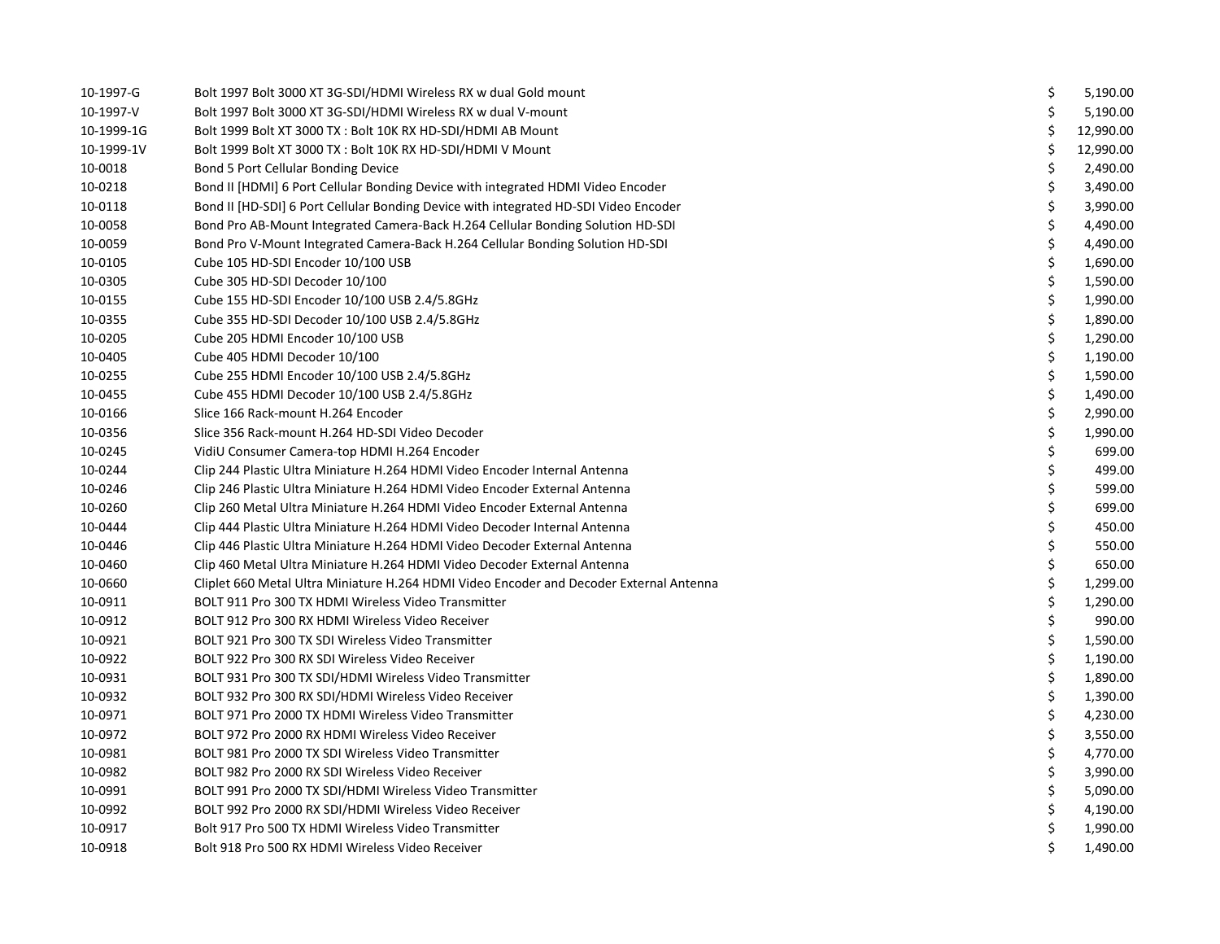| | | | |
|---|---|---|---|
| 10-1997-G | Bolt 1997 Bolt 3000 XT 3G-SDI/HDMI Wireless RX w dual Gold mount | $ | 5,190.00 |
| 10-1997-V | Bolt 1997 Bolt 3000 XT 3G-SDI/HDMI Wireless RX w dual V-mount | $ | 5,190.00 |
| 10-1999-1G | Bolt 1999 Bolt XT 3000 TX : Bolt 10K RX HD-SDI/HDMI AB Mount | $ | 12,990.00 |
| 10-1999-1V | Bolt 1999 Bolt XT 3000 TX : Bolt 10K RX HD-SDI/HDMI V Mount | $ | 12,990.00 |
| 10-0018 | Bond 5 Port Cellular Bonding Device | $ | 2,490.00 |
| 10-0218 | Bond II [HDMI] 6 Port Cellular Bonding Device with integrated HDMI Video Encoder | $ | 3,490.00 |
| 10-0118 | Bond II [HD-SDI] 6 Port Cellular Bonding Device with integrated HD-SDI Video Encoder | $ | 3,990.00 |
| 10-0058 | Bond Pro AB-Mount Integrated Camera-Back H.264 Cellular Bonding Solution HD-SDI | $ | 4,490.00 |
| 10-0059 | Bond Pro V-Mount Integrated Camera-Back H.264 Cellular Bonding Solution HD-SDI | $ | 4,490.00 |
| 10-0105 | Cube 105 HD-SDI Encoder 10/100 USB | $ | 1,690.00 |
| 10-0305 | Cube 305 HD-SDI Decoder 10/100 | $ | 1,590.00 |
| 10-0155 | Cube 155 HD-SDI Encoder 10/100 USB 2.4/5.8GHz | $ | 1,990.00 |
| 10-0355 | Cube 355 HD-SDI Decoder 10/100 USB 2.4/5.8GHz | $ | 1,890.00 |
| 10-0205 | Cube 205 HDMI Encoder 10/100 USB | $ | 1,290.00 |
| 10-0405 | Cube 405 HDMI Decoder 10/100 | $ | 1,190.00 |
| 10-0255 | Cube 255 HDMI Encoder 10/100 USB 2.4/5.8GHz | $ | 1,590.00 |
| 10-0455 | Cube 455 HDMI Decoder 10/100 USB 2.4/5.8GHz | $ | 1,490.00 |
| 10-0166 | Slice 166 Rack-mount H.264 Encoder | $ | 2,990.00 |
| 10-0356 | Slice 356 Rack-mount H.264 HD-SDI Video Decoder | $ | 1,990.00 |
| 10-0245 | VidiU Consumer Camera-top HDMI H.264 Encoder | $ | 699.00 |
| 10-0244 | Clip 244 Plastic Ultra Miniature H.264 HDMI Video Encoder Internal Antenna | $ | 499.00 |
| 10-0246 | Clip 246 Plastic Ultra Miniature H.264 HDMI Video Encoder External Antenna | $ | 599.00 |
| 10-0260 | Clip 260 Metal Ultra Miniature H.264 HDMI Video Encoder External Antenna | $ | 699.00 |
| 10-0444 | Clip 444 Plastic Ultra Miniature H.264 HDMI Video Decoder Internal Antenna | $ | 450.00 |
| 10-0446 | Clip 446 Plastic Ultra Miniature H.264 HDMI Video Decoder External Antenna | $ | 550.00 |
| 10-0460 | Clip 460 Metal Ultra Miniature H.264 HDMI Video Decoder External Antenna | $ | 650.00 |
| 10-0660 | Cliplet 660 Metal Ultra Miniature H.264 HDMI Video Encoder and Decoder External Antenna | $ | 1,299.00 |
| 10-0911 | BOLT 911 Pro 300 TX HDMI Wireless Video Transmitter | $ | 1,290.00 |
| 10-0912 | BOLT 912 Pro 300 RX HDMI Wireless Video Receiver | $ | 990.00 |
| 10-0921 | BOLT 921 Pro 300 TX SDI Wireless Video Transmitter | $ | 1,590.00 |
| 10-0922 | BOLT 922 Pro 300 RX SDI Wireless Video Receiver | $ | 1,190.00 |
| 10-0931 | BOLT 931 Pro 300 TX SDI/HDMI Wireless Video Transmitter | $ | 1,890.00 |
| 10-0932 | BOLT 932 Pro 300 RX SDI/HDMI Wireless Video Receiver | $ | 1,390.00 |
| 10-0971 | BOLT 971 Pro 2000 TX HDMI Wireless Video Transmitter | $ | 4,230.00 |
| 10-0972 | BOLT 972 Pro 2000 RX HDMI Wireless Video Receiver | $ | 3,550.00 |
| 10-0981 | BOLT 981 Pro 2000 TX SDI Wireless Video Transmitter | $ | 4,770.00 |
| 10-0982 | BOLT 982 Pro 2000 RX SDI Wireless Video Receiver | $ | 3,990.00 |
| 10-0991 | BOLT 991 Pro 2000 TX SDI/HDMI Wireless Video Transmitter | $ | 5,090.00 |
| 10-0992 | BOLT 992 Pro 2000 RX SDI/HDMI Wireless Video Receiver | $ | 4,190.00 |
| 10-0917 | Bolt 917 Pro 500 TX HDMI Wireless Video Transmitter | $ | 1,990.00 |
| 10-0918 | Bolt 918 Pro 500 RX HDMI Wireless Video Receiver | $ | 1,490.00 |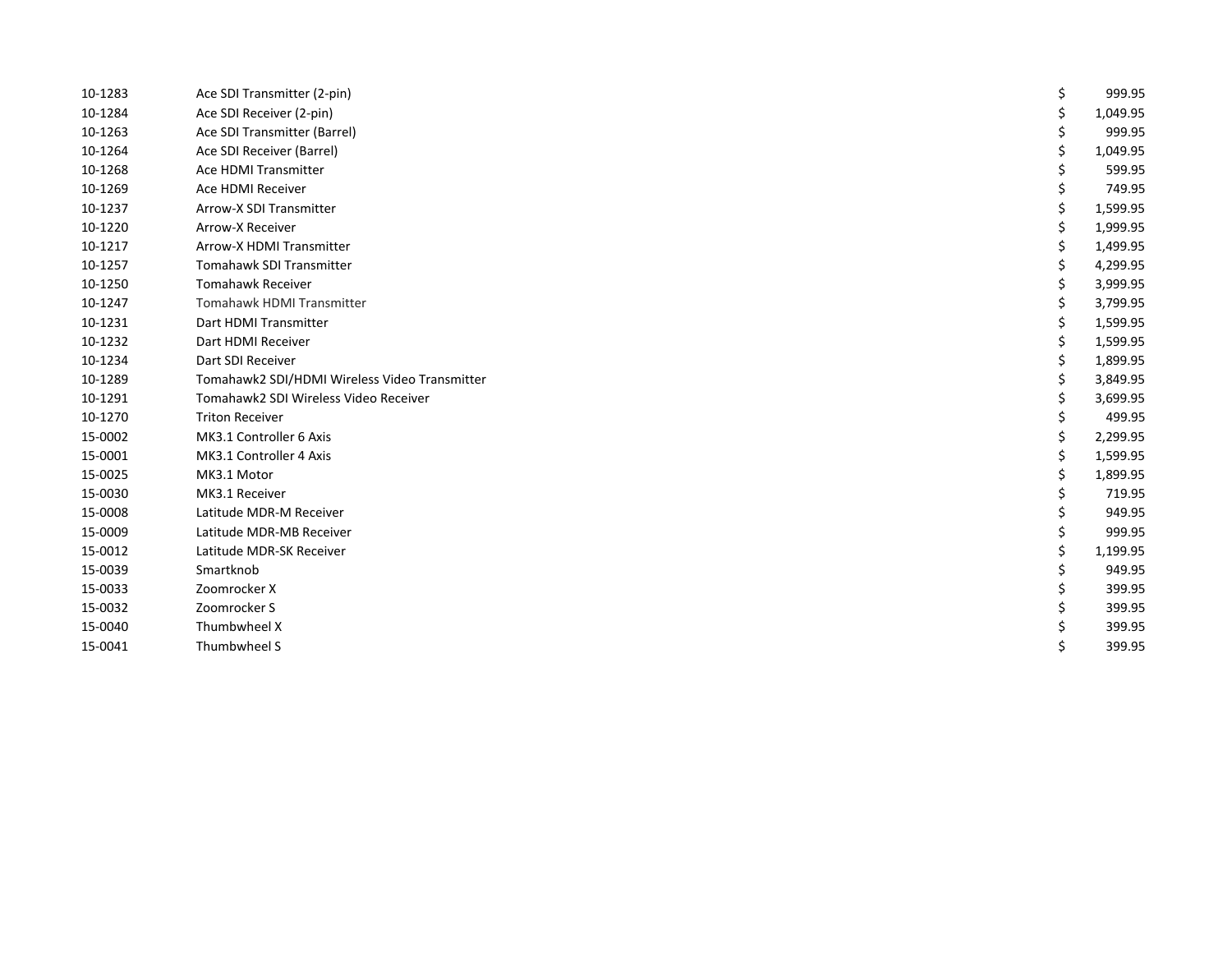| | | | |
|---|---|---|---|
| 10-1283 | Ace SDI Transmitter (2-pin) | $ | 999.95 |
| 10-1284 | Ace SDI Receiver (2-pin) | $ | 1,049.95 |
| 10-1263 | Ace SDI Transmitter (Barrel) | $ | 999.95 |
| 10-1264 | Ace SDI Receiver (Barrel) | $ | 1,049.95 |
| 10-1268 | Ace HDMI Transmitter | $ | 599.95 |
| 10-1269 | Ace HDMI Receiver | $ | 749.95 |
| 10-1237 | Arrow-X SDI Transmitter | $ | 1,599.95 |
| 10-1220 | Arrow-X Receiver | $ | 1,999.95 |
| 10-1217 | Arrow-X HDMI Transmitter | $ | 1,499.95 |
| 10-1257 | Tomahawk SDI Transmitter | $ | 4,299.95 |
| 10-1250 | Tomahawk Receiver | $ | 3,999.95 |
| 10-1247 | Tomahawk HDMI Transmitter | $ | 3,799.95 |
| 10-1231 | Dart HDMI Transmitter | $ | 1,599.95 |
| 10-1232 | Dart HDMI Receiver | $ | 1,599.95 |
| 10-1234 | Dart SDI Receiver | $ | 1,899.95 |
| 10-1289 | Tomahawk2 SDI/HDMI Wireless Video Transmitter | $ | 3,849.95 |
| 10-1291 | Tomahawk2 SDI Wireless Video Receiver | $ | 3,699.95 |
| 10-1270 | Triton Receiver | $ | 499.95 |
| 15-0002 | MK3.1 Controller 6 Axis | $ | 2,299.95 |
| 15-0001 | MK3.1 Controller 4 Axis | $ | 1,599.95 |
| 15-0025 | MK3.1 Motor | $ | 1,899.95 |
| 15-0030 | MK3.1 Receiver | $ | 719.95 |
| 15-0008 | Latitude MDR-M Receiver | $ | 949.95 |
| 15-0009 | Latitude MDR-MB Receiver | $ | 999.95 |
| 15-0012 | Latitude MDR-SK Receiver | $ | 1,199.95 |
| 15-0039 | Smartknob | $ | 949.95 |
| 15-0033 | Zoomrocker X | $ | 399.95 |
| 15-0032 | Zoomrocker S | $ | 399.95 |
| 15-0040 | Thumbwheel X | $ | 399.95 |
| 15-0041 | Thumbwheel S | $ | 399.95 |